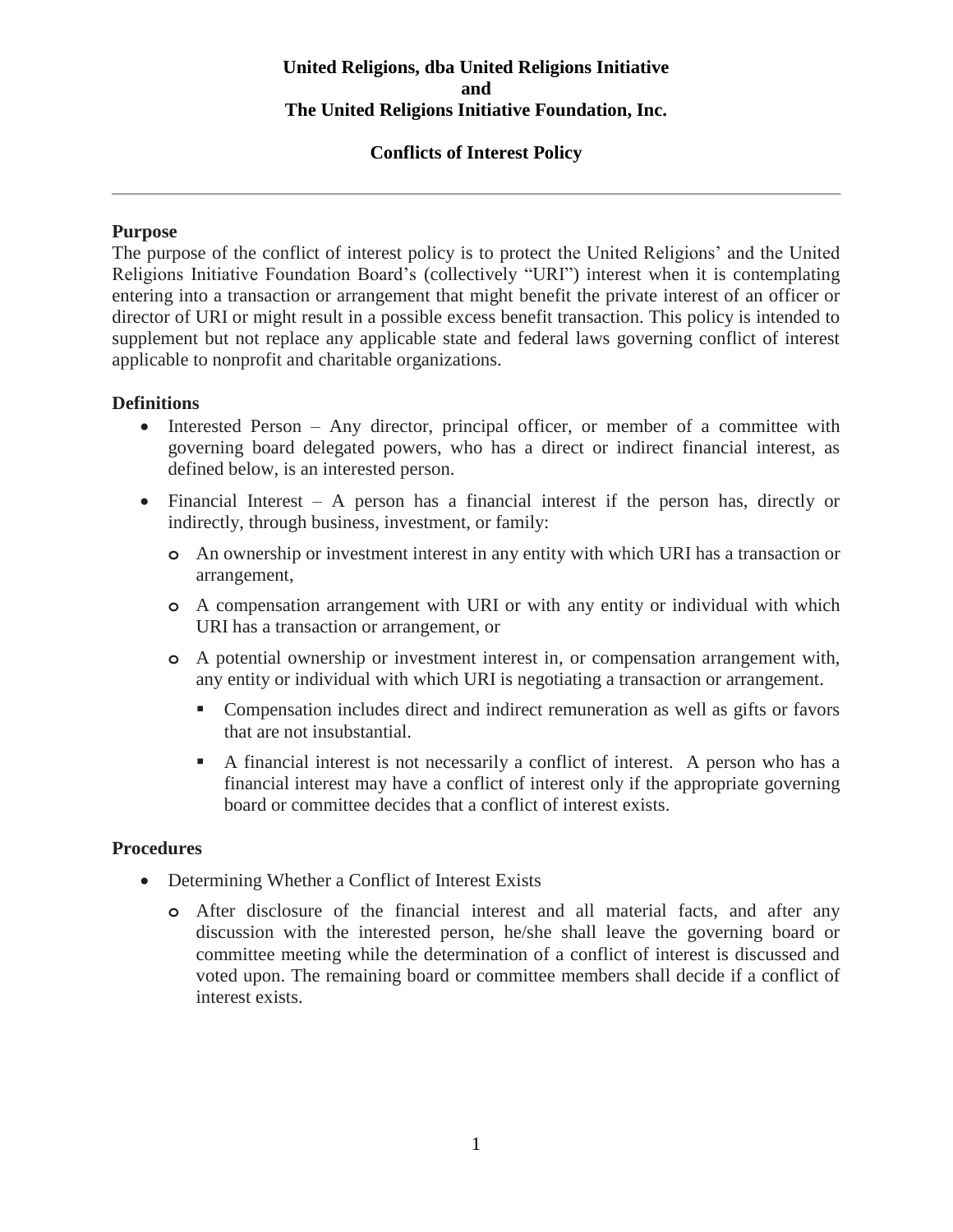**United Religions, dba United Religions Initiative**
**and**
**The United Religions Initiative Foundation, Inc.**

# Conflicts of Interest Policy

---

## Purpose

The purpose of the conflict of interest policy is to protect the United Religions' and the United Religions Initiative Foundation Board's (collectively "URI") interest when it is contemplating entering into a transaction or arrangement that might benefit the private interest of an officer or director of URI or might result in a possible excess benefit transaction. This policy is intended to supplement but not replace any applicable state and federal laws governing conflict of interest applicable to nonprofit and charitable organizations.

## Definitions

- Interested Person – Any director, principal officer, or member of a committee with governing board delegated powers, who has a direct or indirect financial interest, as defined below, is an interested person.
- Financial Interest – A person has a financial interest if the person has, directly or indirectly, through business, investment, or family:
  - An ownership or investment interest in any entity with which URI has a transaction or arrangement,
  - A compensation arrangement with URI or with any entity or individual with which URI has a transaction or arrangement, or
  - A potential ownership or investment interest in, or compensation arrangement with, any entity or individual with which URI is negotiating a transaction or arrangement.
    - Compensation includes direct and indirect remuneration as well as gifts or favors that are not insubstantial.
    - A financial interest is not necessarily a conflict of interest. A person who has a financial interest may have a conflict of interest only if the appropriate governing board or committee decides that a conflict of interest exists.

## Procedures

- Determining Whether a Conflict of Interest Exists
  - After disclosure of the financial interest and all material facts, and after any discussion with the interested person, he/she shall leave the governing board or committee meeting while the determination of a conflict of interest is discussed and voted upon. The remaining board or committee members shall decide if a conflict of interest exists.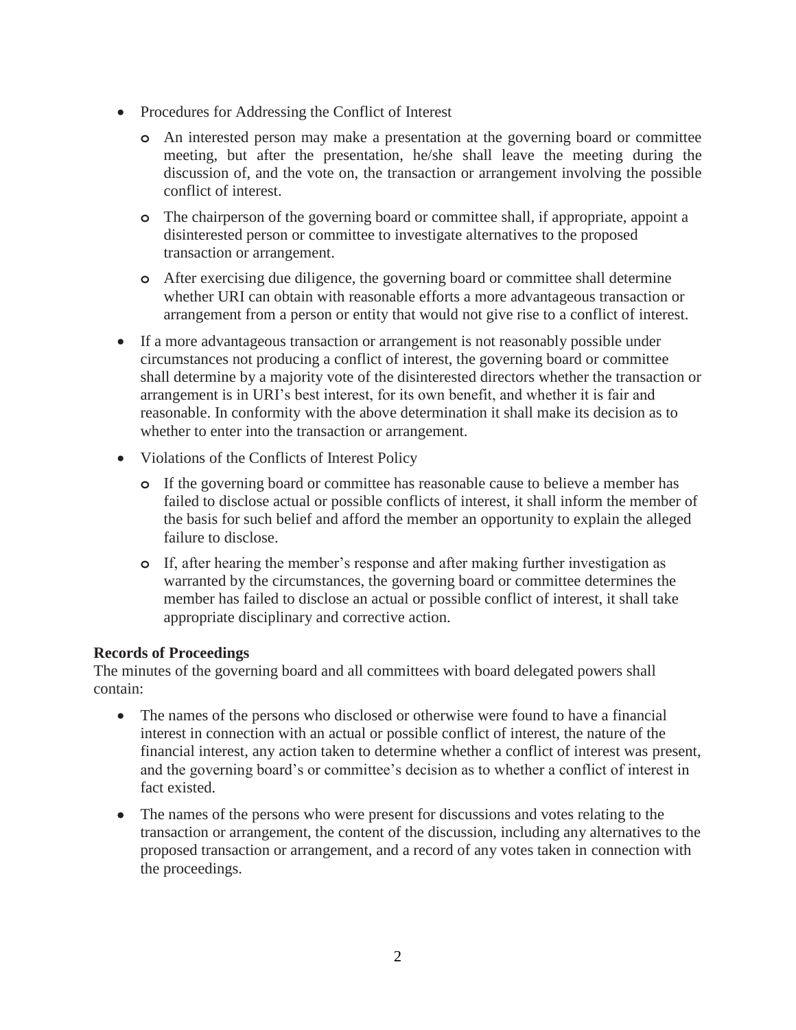- Procedures for Addressing the Conflict of Interest
  - An interested person may make a presentation at the governing board or committee meeting, but after the presentation, he/she shall leave the meeting during the discussion of, and the vote on, the transaction or arrangement involving the possible conflict of interest.
  - The chairperson of the governing board or committee shall, if appropriate, appoint a disinterested person or committee to investigate alternatives to the proposed transaction or arrangement.
  - After exercising due diligence, the governing board or committee shall determine whether URI can obtain with reasonable efforts a more advantageous transaction or arrangement from a person or entity that would not give rise to a conflict of interest.
- If a more advantageous transaction or arrangement is not reasonably possible under circumstances not producing a conflict of interest, the governing board or committee shall determine by a majority vote of the disinterested directors whether the transaction or arrangement is in URI's best interest, for its own benefit, and whether it is fair and reasonable. In conformity with the above determination it shall make its decision as to whether to enter into the transaction or arrangement.
- Violations of the Conflicts of Interest Policy
  - If the governing board or committee has reasonable cause to believe a member has failed to disclose actual or possible conflicts of interest, it shall inform the member of the basis for such belief and afford the member an opportunity to explain the alleged failure to disclose.
  - If, after hearing the member's response and after making further investigation as warranted by the circumstances, the governing board or committee determines the member has failed to disclose an actual or possible conflict of interest, it shall take appropriate disciplinary and corrective action.

**Records of Proceedings**
The minutes of the governing board and all committees with board delegated powers shall contain:

- The names of the persons who disclosed or otherwise were found to have a financial interest in connection with an actual or possible conflict of interest, the nature of the financial interest, any action taken to determine whether a conflict of interest was present, and the governing board's or committee's decision as to whether a conflict of interest in fact existed.
- The names of the persons who were present for discussions and votes relating to the transaction or arrangement, the content of the discussion, including any alternatives to the proposed transaction or arrangement, and a record of any votes taken in connection with the proceedings.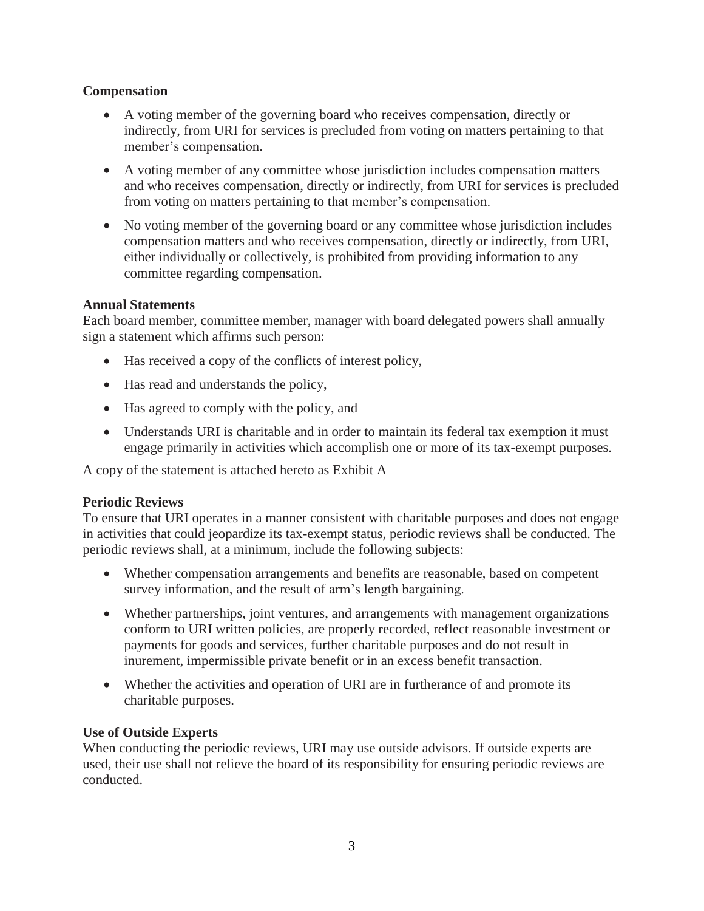**Compensation**

- A voting member of the governing board who receives compensation, directly or indirectly, from URI for services is precluded from voting on matters pertaining to that member's compensation.
- A voting member of any committee whose jurisdiction includes compensation matters and who receives compensation, directly or indirectly, from URI for services is precluded from voting on matters pertaining to that member's compensation.
- No voting member of the governing board or any committee whose jurisdiction includes compensation matters and who receives compensation, directly or indirectly, from URI, either individually or collectively, is prohibited from providing information to any committee regarding compensation.

**Annual Statements**

Each board member, committee member, manager with board delegated powers shall annually sign a statement which affirms such person:

- Has received a copy of the conflicts of interest policy,
- Has read and understands the policy,
- Has agreed to comply with the policy, and
- Understands URI is charitable and in order to maintain its federal tax exemption it must engage primarily in activities which accomplish one or more of its tax-exempt purposes.

A copy of the statement is attached hereto as Exhibit A

**Periodic Reviews**

To ensure that URI operates in a manner consistent with charitable purposes and does not engage in activities that could jeopardize its tax-exempt status, periodic reviews shall be conducted. The periodic reviews shall, at a minimum, include the following subjects:

- Whether compensation arrangements and benefits are reasonable, based on competent survey information, and the result of arm's length bargaining.
- Whether partnerships, joint ventures, and arrangements with management organizations conform to URI written policies, are properly recorded, reflect reasonable investment or payments for goods and services, further charitable purposes and do not result in inurement, impermissible private benefit or in an excess benefit transaction.
- Whether the activities and operation of URI are in furtherance of and promote its charitable purposes.

**Use of Outside Experts**

When conducting the periodic reviews, URI may use outside advisors. If outside experts are used, their use shall not relieve the board of its responsibility for ensuring periodic reviews are conducted.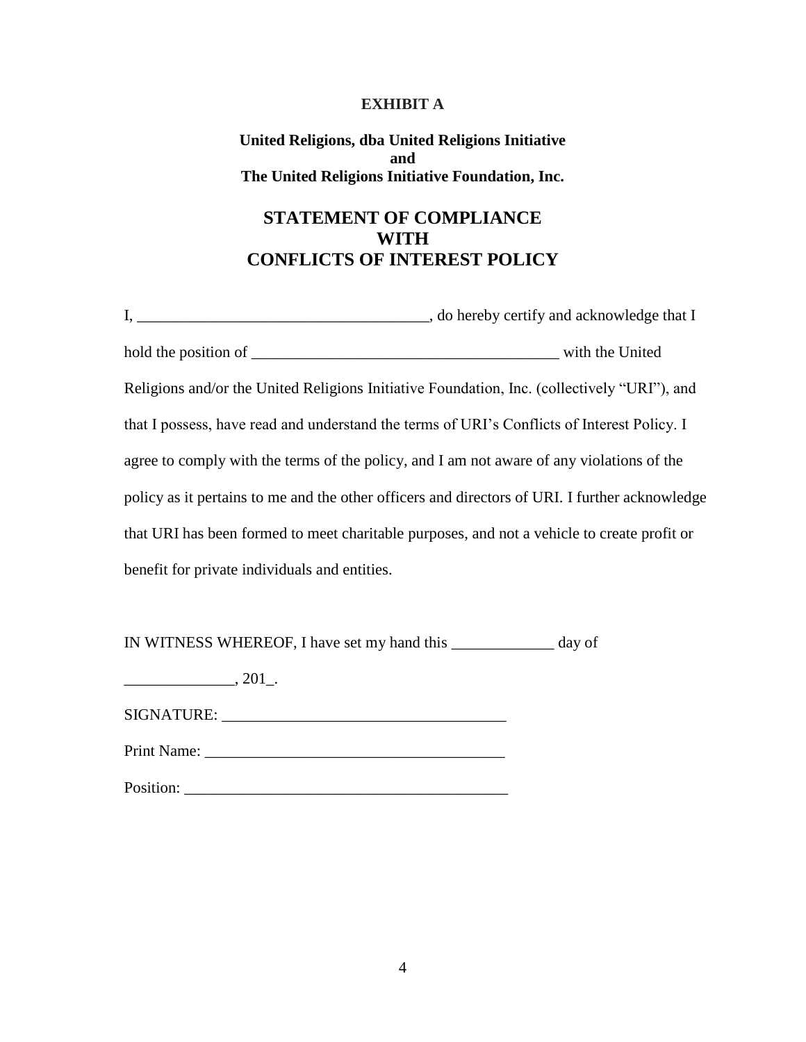**EXHIBIT A**

**United Religions, dba United Religions Initiative**
**and**
**The United Religions Initiative Foundation, Inc.**

# STATEMENT OF COMPLIANCE WITH CONFLICTS OF INTEREST POLICY

I, _____________________________________, do hereby certify and acknowledge that I hold the position of _______________________________________ with the United Religions and/or the United Religions Initiative Foundation, Inc. (collectively "URI"), and that I possess, have read and understand the terms of URI's Conflicts of Interest Policy. I agree to comply with the terms of the policy, and I am not aware of any violations of the policy as it pertains to me and the other officers and directors of URI. I further acknowledge that URI has been formed to meet charitable purposes, and not a vehicle to create profit or benefit for private individuals and entities.

IN WITNESS WHEREOF, I have set my hand this _____________ day of ______________, 201_.

SIGNATURE: ___________________________________

Print Name: ______________________________________

Position: _________________________________________